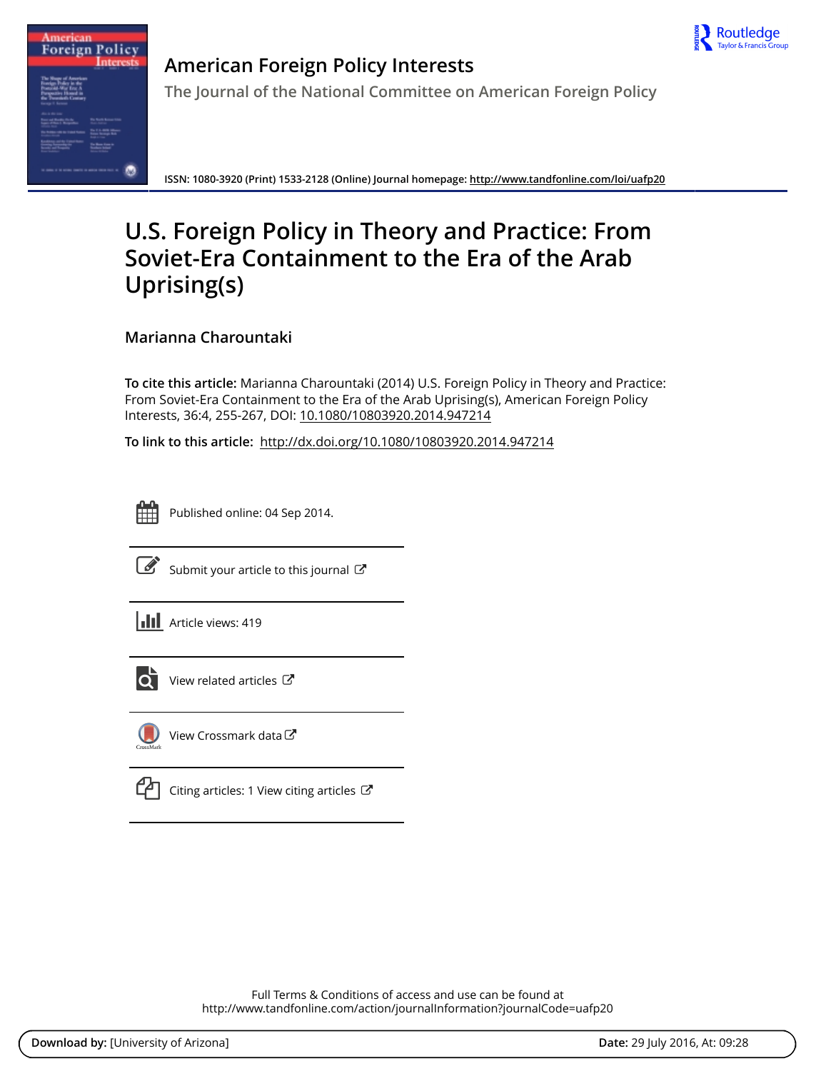# American Foreign Policy Interests

The Journal of the National Committee on American Foreign Policy

ISSN: 1080-3920 (Print) 1533-2128 (Online) Journal homepage: http://www.tandfonline.com/loi/uafp20

# U.S. Foreign Policy in Theory and Practice: From Soviet-Era Containment to the Era of the Arab Uprising(s)

**Marianna Charountaki**

**To cite this article:** Marianna Charountaki (2014) U.S. Foreign Policy in Theory and Practice: From Soviet-Era Containment to the Era of the Arab Uprising(s), American Foreign Policy Interests, 36:4, 255-267, DOI: 10.1080/10803920.2014.947214

**To link to this article:** http://dx.doi.org/10.1080/10803920.2014.947214

Published online: 04 Sep 2014.

Submit your article to this journal

Article views: 419

View related articles

View Crossmark data

Citing articles: 1 View citing articles

Full Terms & Conditions of access and use can be found at
http://www.tandfonline.com/action/journalInformation?journalCode=uafp20

**Download by:** [University of Arizona] **Date:** 29 July 2016, At: 09:28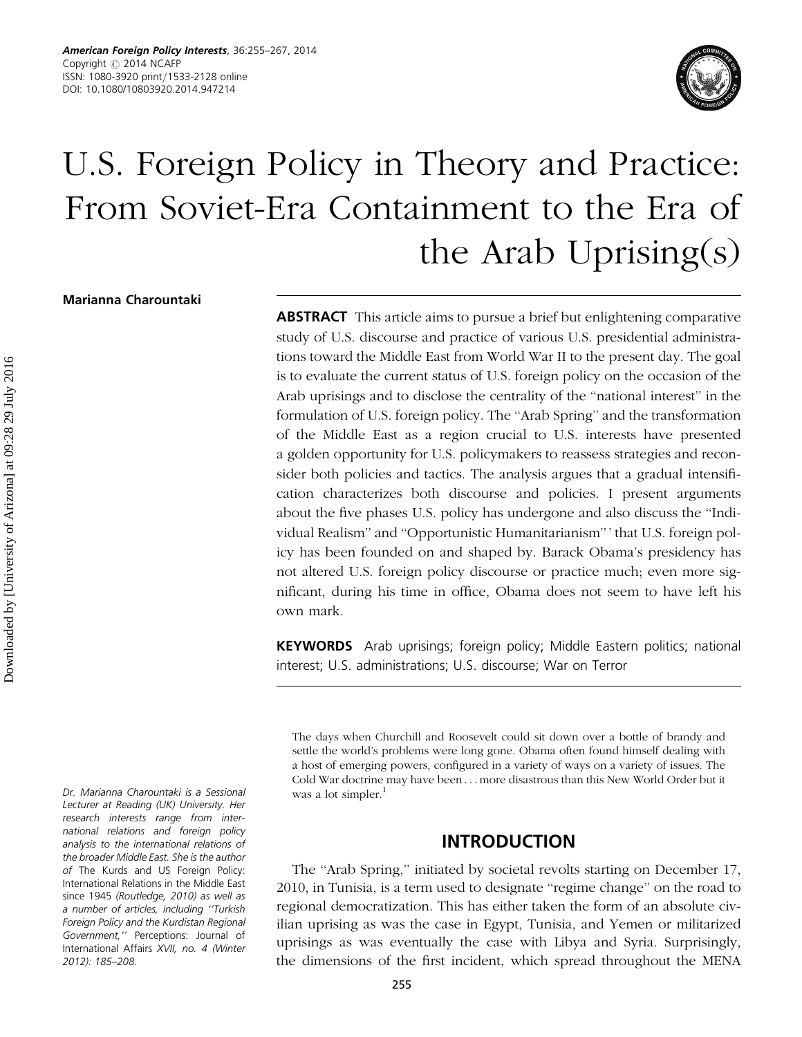# U.S. Foreign Policy in Theory and Practice: From Soviet-Era Containment to the Era of the Arab Uprising(s)

**Marianna Charountaki**

*Dr. Marianna Charountaki is a Sessional Lecturer at Reading (UK) University. Her research interests range from international relations and foreign policy analysis to the international relations of the broader Middle East. She is the author of* The Kurds and US Foreign Policy: International Relations in the Middle East since 1945 *(Routledge, 2010) as well as a number of articles, including ''Turkish Foreign Policy and the Kurdistan Regional Government,''* Perceptions: Journal of International Affairs *XVII, no. 4 (Winter 2012): 185–208.*

**ABSTRACT** This article aims to pursue a brief but enlightening comparative study of U.S. discourse and practice of various U.S. presidential administrations toward the Middle East from World War II to the present day. The goal is to evaluate the current status of U.S. foreign policy on the occasion of the Arab uprisings and to disclose the centrality of the ''national interest'' in the formulation of U.S. foreign policy. The ''Arab Spring'' and the transformation of the Middle East as a region crucial to U.S. interests have presented a golden opportunity for U.S. policymakers to reassess strategies and reconsider both policies and tactics. The analysis argues that a gradual intensification characterizes both discourse and policies. I present arguments about the five phases U.S. policy has undergone and also discuss the ''Individual Realism'' and ''Opportunistic Humanitarianism'' ' that U.S. foreign policy has been founded on and shaped by. Barack Obama's presidency has not altered U.S. foreign policy discourse or practice much; even more significant, during his time in office, Obama does not seem to have left his own mark.

**KEYWORDS** Arab uprisings; foreign policy; Middle Eastern politics; national interest; U.S. administrations; U.S. discourse; War on Terror

> The days when Churchill and Roosevelt could sit down over a bottle of brandy and settle the world's problems were long gone. Obama often found himself dealing with a host of emerging powers, configured in a variety of ways on a variety of issues. The Cold War doctrine may have been . . . more disastrous than this New World Order but it was a lot simpler.[1]

## INTRODUCTION

The ''Arab Spring,'' initiated by societal revolts starting on December 17, 2010, in Tunisia, is a term used to designate ''regime change'' on the road to regional democratization. This has either taken the form of an absolute civilian uprising as was the case in Egypt, Tunisia, and Yemen or militarized uprisings as was eventually the case with Libya and Syria. Surprisingly, the dimensions of the first incident, which spread throughout the MENA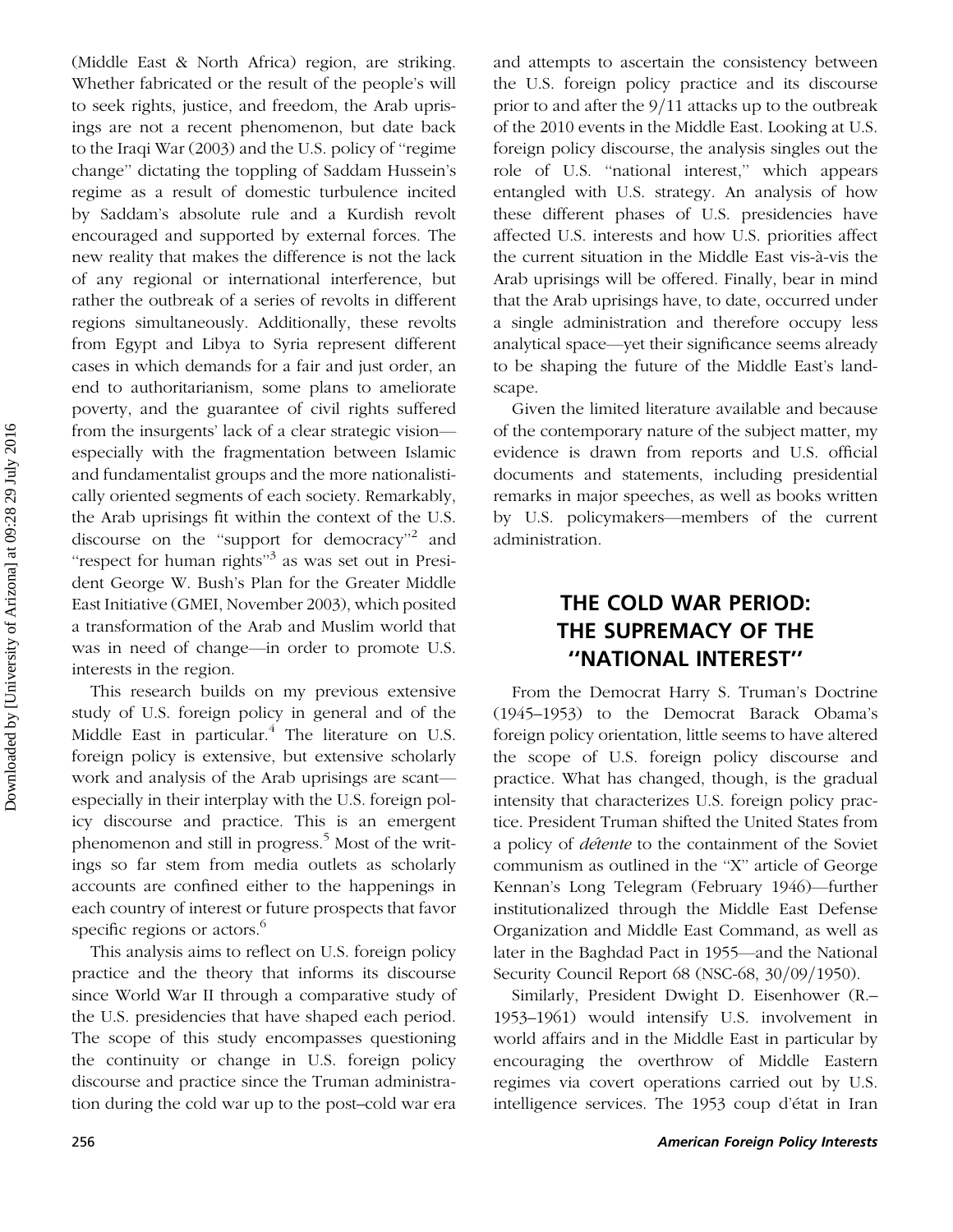(Middle East & North Africa) region, are striking. Whether fabricated or the result of the people's will to seek rights, justice, and freedom, the Arab uprisings are not a recent phenomenon, but date back to the Iraqi War (2003) and the U.S. policy of ''regime change'' dictating the toppling of Saddam Hussein's regime as a result of domestic turbulence incited by Saddam's absolute rule and a Kurdish revolt encouraged and supported by external forces. The new reality that makes the difference is not the lack of any regional or international interference, but rather the outbreak of a series of revolts in different regions simultaneously. Additionally, these revolts from Egypt and Libya to Syria represent different cases in which demands for a fair and just order, an end to authoritarianism, some plans to ameliorate poverty, and the guarantee of civil rights suffered from the insurgents' lack of a clear strategic vision—especially with the fragmentation between Islamic and fundamentalist groups and the more nationalistically oriented segments of each society. Remarkably, the Arab uprisings fit within the context of the U.S. discourse on the ''support for democracy''[2] and ''respect for human rights''[3] as was set out in President George W. Bush's Plan for the Greater Middle East Initiative (GMEI, November 2003), which posited a transformation of the Arab and Muslim world that was in need of change—in order to promote U.S. interests in the region.

This research builds on my previous extensive study of U.S. foreign policy in general and of the Middle East in particular.[4] The literature on U.S. foreign policy is extensive, but extensive scholarly work and analysis of the Arab uprisings are scant—especially in their interplay with the U.S. foreign policy discourse and practice. This is an emergent phenomenon and still in progress.[5] Most of the writings so far stem from media outlets as scholarly accounts are confined either to the happenings in each country of interest or future prospects that favor specific regions or actors.[6]

This analysis aims to reflect on U.S. foreign policy practice and the theory that informs its discourse since World War II through a comparative study of the U.S. presidencies that have shaped each period. The scope of this study encompasses questioning the continuity or change in U.S. foreign policy discourse and practice since the Truman administration during the cold war up to the post–cold war era and attempts to ascertain the consistency between the U.S. foreign policy practice and its discourse prior to and after the 9/11 attacks up to the outbreak of the 2010 events in the Middle East. Looking at U.S. foreign policy discourse, the analysis singles out the role of U.S. ''national interest,'' which appears entangled with U.S. strategy. An analysis of how these different phases of U.S. presidencies have affected U.S. interests and how U.S. priorities affect the current situation in the Middle East vis-à-vis the Arab uprisings will be offered. Finally, bear in mind that the Arab uprisings have, to date, occurred under a single administration and therefore occupy less analytical space—yet their significance seems already to be shaping the future of the Middle East's landscape.

Given the limited literature available and because of the contemporary nature of the subject matter, my evidence is drawn from reports and U.S. official documents and statements, including presidential remarks in major speeches, as well as books written by U.S. policymakers—members of the current administration.

## THE COLD WAR PERIOD: THE SUPREMACY OF THE ''NATIONAL INTEREST''

From the Democrat Harry S. Truman's Doctrine (1945–1953) to the Democrat Barack Obama's foreign policy orientation, little seems to have altered the scope of U.S. foreign policy discourse and practice. What has changed, though, is the gradual intensity that characterizes U.S. foreign policy practice. President Truman shifted the United States from a policy of *détente* to the containment of the Soviet communism as outlined in the ''X'' article of George Kennan's Long Telegram (February 1946)—further institutionalized through the Middle East Defense Organization and Middle East Command, as well as later in the Baghdad Pact in 1955—and the National Security Council Report 68 (NSC-68, 30/09/1950).

Similarly, President Dwight D. Eisenhower (R.–1953–1961) would intensify U.S. involvement in world affairs and in the Middle East in particular by encouraging the overthrow of Middle Eastern regimes via covert operations carried out by U.S. intelligence services. The 1953 coup d'état in Iran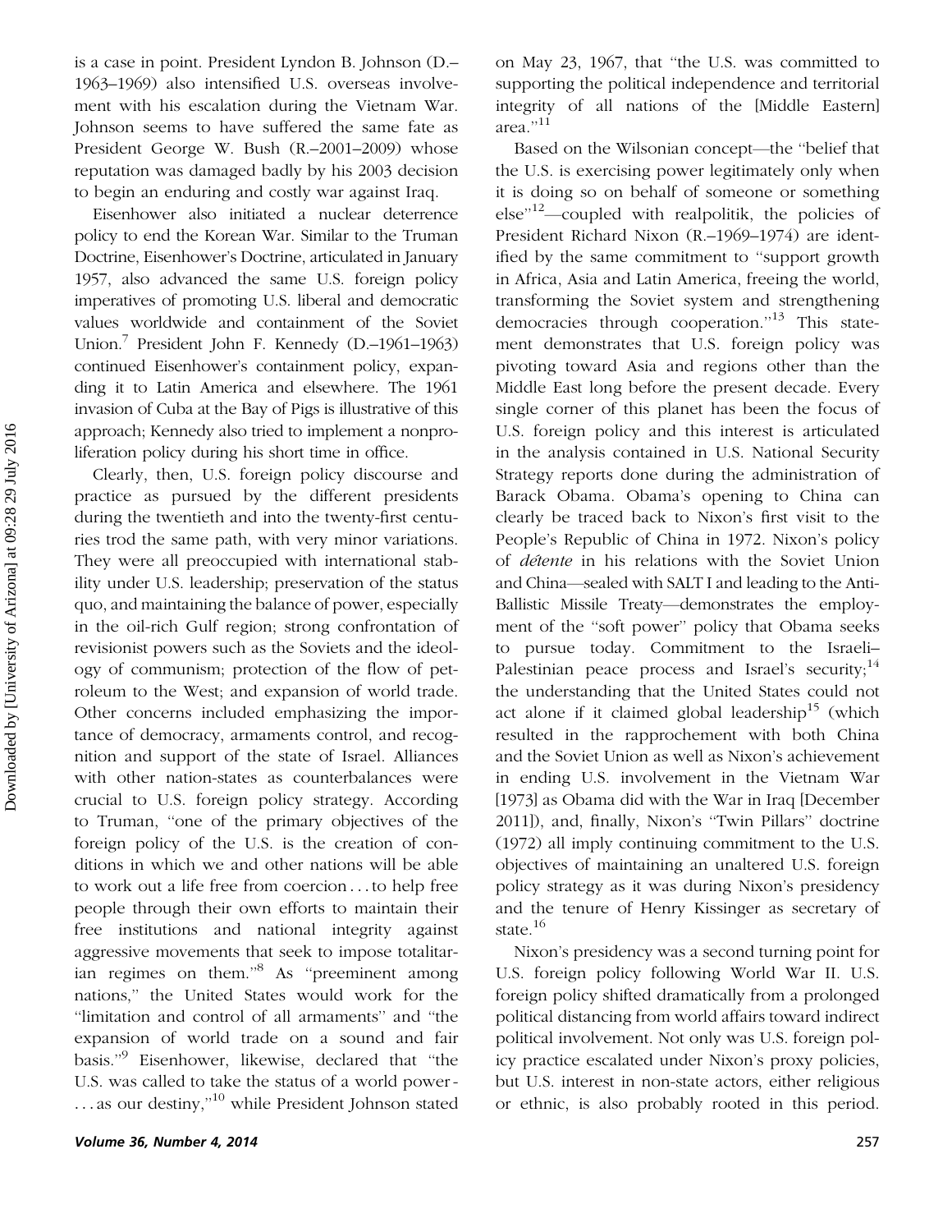is a case in point. President Lyndon B. Johnson (D.–1963–1969) also intensified U.S. overseas involvement with his escalation during the Vietnam War. Johnson seems to have suffered the same fate as President George W. Bush (R.–2001–2009) whose reputation was damaged badly by his 2003 decision to begin an enduring and costly war against Iraq.

Eisenhower also initiated a nuclear deterrence policy to end the Korean War. Similar to the Truman Doctrine, Eisenhower's Doctrine, articulated in January 1957, also advanced the same U.S. foreign policy imperatives of promoting U.S. liberal and democratic values worldwide and containment of the Soviet Union.[7] President John F. Kennedy (D.–1961–1963) continued Eisenhower's containment policy, expanding it to Latin America and elsewhere. The 1961 invasion of Cuba at the Bay of Pigs is illustrative of this approach; Kennedy also tried to implement a nonproliferation policy during his short time in office.

Clearly, then, U.S. foreign policy discourse and practice as pursued by the different presidents during the twentieth and into the twenty-first centuries trod the same path, with very minor variations. They were all preoccupied with international stability under U.S. leadership; preservation of the status quo, and maintaining the balance of power, especially in the oil-rich Gulf region; strong confrontation of revisionist powers such as the Soviets and the ideology of communism; protection of the flow of petroleum to the West; and expansion of world trade. Other concerns included emphasizing the importance of democracy, armaments control, and recognition and support of the state of Israel. Alliances with other nation-states as counterbalances were crucial to U.S. foreign policy strategy. According to Truman, "one of the primary objectives of the foreign policy of the U.S. is the creation of conditions in which we and other nations will be able to work out a life free from coercion ... to help free people through their own efforts to maintain their free institutions and national integrity against aggressive movements that seek to impose totalitarian regimes on them."[8] As "preeminent among nations," the United States would work for the "limitation and control of all armaments" and "the expansion of world trade on a sound and fair basis."[9] Eisenhower, likewise, declared that "the U.S. was called to take the status of a world power ... as our destiny,"[10] while President Johnson stated on May 23, 1967, that "the U.S. was committed to supporting the political independence and territorial integrity of all nations of the [Middle Eastern] area."[11]

Based on the Wilsonian concept—the "belief that the U.S. is exercising power legitimately only when it is doing so on behalf of someone or something else"[12]—coupled with realpolitik, the policies of President Richard Nixon (R.–1969–1974) are identified by the same commitment to "support growth in Africa, Asia and Latin America, freeing the world, transforming the Soviet system and strengthening democracies through cooperation."[13] This statement demonstrates that U.S. foreign policy was pivoting toward Asia and regions other than the Middle East long before the present decade. Every single corner of this planet has been the focus of U.S. foreign policy and this interest is articulated in the analysis contained in U.S. National Security Strategy reports done during the administration of Barack Obama. Obama's opening to China can clearly be traced back to Nixon's first visit to the People's Republic of China in 1972. Nixon's policy of *détente* in his relations with the Soviet Union and China—sealed with SALT I and leading to the Anti-Ballistic Missile Treaty—demonstrates the employment of the "soft power" policy that Obama seeks to pursue today. Commitment to the Israeli–Palestinian peace process and Israel's security;[14] the understanding that the United States could not act alone if it claimed global leadership[15] (which resulted in the rapprochement with both China and the Soviet Union as well as Nixon's achievement in ending U.S. involvement in the Vietnam War [1973] as Obama did with the War in Iraq [December 2011]), and, finally, Nixon's "Twin Pillars" doctrine (1972) all imply continuing commitment to the U.S. objectives of maintaining an unaltered U.S. foreign policy strategy as it was during Nixon's presidency and the tenure of Henry Kissinger as secretary of state.[16]

Nixon's presidency was a second turning point for U.S. foreign policy following World War II. U.S. foreign policy shifted dramatically from a prolonged political distancing from world affairs toward indirect political involvement. Not only was U.S. foreign policy practice escalated under Nixon's proxy policies, but U.S. interest in non-state actors, either religious or ethnic, is also probably rooted in this period.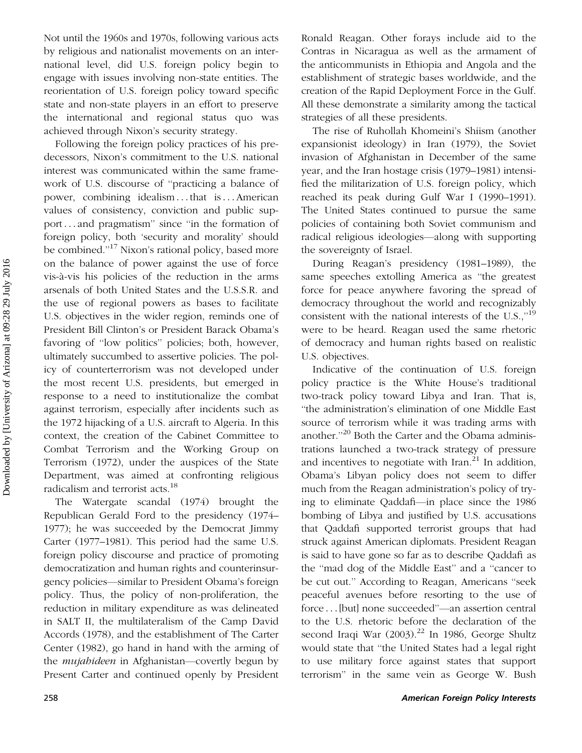Not until the 1960s and 1970s, following various acts by religious and nationalist movements on an international level, did U.S. foreign policy begin to engage with issues involving non-state entities. The reorientation of U.S. foreign policy toward specific state and non-state players in an effort to preserve the international and regional status quo was achieved through Nixon's security strategy.

Following the foreign policy practices of his predecessors, Nixon's commitment to the U.S. national interest was communicated within the same framework of U.S. discourse of "practicing a balance of power, combining idealism ... that is ... American values of consistency, conviction and public support ... and pragmatism" since "in the formation of foreign policy, both 'security and morality' should be combined."[17] Nixon's rational policy, based more on the balance of power against the use of force vis-à-vis his policies of the reduction in the arms arsenals of both United States and the U.S.S.R. and the use of regional powers as bases to facilitate U.S. objectives in the wider region, reminds one of President Bill Clinton's or President Barack Obama's favoring of "low politics" policies; both, however, ultimately succumbed to assertive policies. The policy of counterterrorism was not developed under the most recent U.S. presidents, but emerged in response to a need to institutionalize the combat against terrorism, especially after incidents such as the 1972 hijacking of a U.S. aircraft to Algeria. In this context, the creation of the Cabinet Committee to Combat Terrorism and the Working Group on Terrorism (1972), under the auspices of the State Department, was aimed at confronting religious radicalism and terrorist acts.[18]

The Watergate scandal (1974) brought the Republican Gerald Ford to the presidency (1974–1977); he was succeeded by the Democrat Jimmy Carter (1977–1981). This period had the same U.S. foreign policy discourse and practice of promoting democratization and human rights and counterinsurgency policies—similar to President Obama's foreign policy. Thus, the policy of non-proliferation, the reduction in military expenditure as was delineated in SALT II, the multilateralism of the Camp David Accords (1978), and the establishment of The Carter Center (1982), go hand in hand with the arming of the *mujahideen* in Afghanistan—covertly begun by Present Carter and continued openly by President Ronald Reagan. Other forays include aid to the Contras in Nicaragua as well as the armament of the anticommunists in Ethiopia and Angola and the establishment of strategic bases worldwide, and the creation of the Rapid Deployment Force in the Gulf. All these demonstrate a similarity among the tactical strategies of all these presidents.

The rise of Ruhollah Khomeini's Shiism (another expansionist ideology) in Iran (1979), the Soviet invasion of Afghanistan in December of the same year, and the Iran hostage crisis (1979–1981) intensified the militarization of U.S. foreign policy, which reached its peak during Gulf War I (1990–1991). The United States continued to pursue the same policies of containing both Soviet communism and radical religious ideologies—along with supporting the sovereignty of Israel.

During Reagan's presidency (1981–1989), the same speeches extolling America as "the greatest force for peace anywhere favoring the spread of democracy throughout the world and recognizably consistent with the national interests of the U.S.,"[19] were to be heard. Reagan used the same rhetoric of democracy and human rights based on realistic U.S. objectives.

Indicative of the continuation of U.S. foreign policy practice is the White House's traditional two-track policy toward Libya and Iran. That is, "the administration's elimination of one Middle East source of terrorism while it was trading arms with another."[20] Both the Carter and the Obama administrations launched a two-track strategy of pressure and incentives to negotiate with Iran.[21] In addition, Obama's Libyan policy does not seem to differ much from the Reagan administration's policy of trying to eliminate Qaddafi—in place since the 1986 bombing of Libya and justified by U.S. accusations that Qaddafi supported terrorist groups that had struck against American diplomats. President Reagan is said to have gone so far as to describe Qaddafi as the "mad dog of the Middle East" and a "cancer to be cut out." According to Reagan, Americans "seek peaceful avenues before resorting to the use of force ... [but] none succeeded"—an assertion central to the U.S. rhetoric before the declaration of the second Iraqi War (2003).[22] In 1986, George Shultz would state that "the United States had a legal right to use military force against states that support terrorism" in the same vein as George W. Bush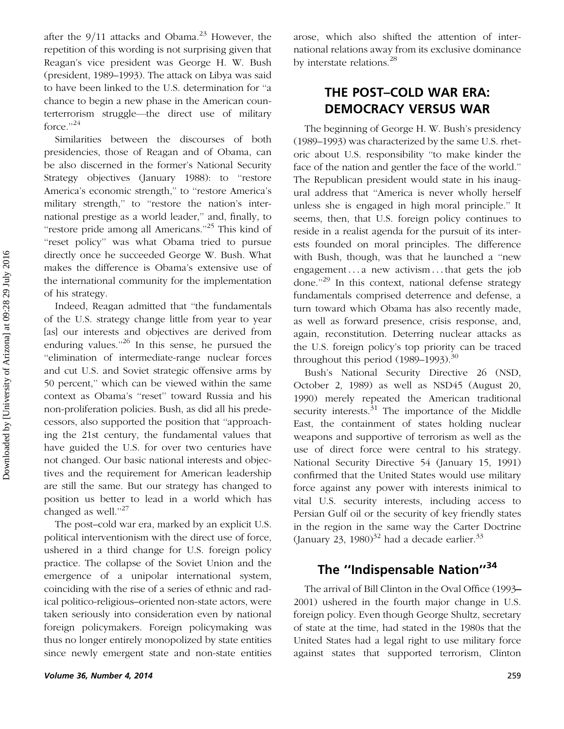after the 9/11 attacks and Obama.[23] However, the repetition of this wording is not surprising given that Reagan's vice president was George H. W. Bush (president, 1989–1993). The attack on Libya was said to have been linked to the U.S. determination for "a chance to begin a new phase in the American counterterrorism struggle—the direct use of military force."[24]

Similarities between the discourses of both presidencies, those of Reagan and of Obama, can be also discerned in the former's National Security Strategy objectives (January 1988): to "restore America's economic strength," to "restore America's military strength," to "restore the nation's international prestige as a world leader," and, finally, to "restore pride among all Americans."[25] This kind of "reset policy" was what Obama tried to pursue directly once he succeeded George W. Bush. What makes the difference is Obama's extensive use of the international community for the implementation of his strategy.

Indeed, Reagan admitted that "the fundamentals of the U.S. strategy change little from year to year [as] our interests and objectives are derived from enduring values."[26] In this sense, he pursued the "elimination of intermediate-range nuclear forces and cut U.S. and Soviet strategic offensive arms by 50 percent," which can be viewed within the same context as Obama's "reset" toward Russia and his non-proliferation policies. Bush, as did all his predecessors, also supported the position that "approaching the 21st century, the fundamental values that have guided the U.S. for over two centuries have not changed. Our basic national interests and objectives and the requirement for American leadership are still the same. But our strategy has changed to position us better to lead in a world which has changed as well."[27]

The post–cold war era, marked by an explicit U.S. political interventionism with the direct use of force, ushered in a third change for U.S. foreign policy practice. The collapse of the Soviet Union and the emergence of a unipolar international system, coinciding with the rise of a series of ethnic and radical politico-religious–oriented non-state actors, were taken seriously into consideration even by national foreign policymakers. Foreign policymaking was thus no longer entirely monopolized by state entities since newly emergent state and non-state entities arose, which also shifted the attention of international relations away from its exclusive dominance by interstate relations.[28]

## THE POST–COLD WAR ERA: DEMOCRACY VERSUS WAR

The beginning of George H. W. Bush's presidency (1989–1993) was characterized by the same U.S. rhetoric about U.S. responsibility "to make kinder the face of the nation and gentler the face of the world." The Republican president would state in his inaugural address that "America is never wholly herself unless she is engaged in high moral principle." It seems, then, that U.S. foreign policy continues to reside in a realist agenda for the pursuit of its interests founded on moral principles. The difference with Bush, though, was that he launched a "new engagement . . . a new activism . . . that gets the job done."[29] In this context, national defense strategy fundamentals comprised deterrence and defense, a turn toward which Obama has also recently made, as well as forward presence, crisis response, and, again, reconstitution. Deterring nuclear attacks as the U.S. foreign policy's top priority can be traced throughout this period (1989–1993).[30]

Bush's National Security Directive 26 (NSD, October 2, 1989) as well as NSD45 (August 20, 1990) merely repeated the American traditional security interests.[31] The importance of the Middle East, the containment of states holding nuclear weapons and supportive of terrorism as well as the use of direct force were central to his strategy. National Security Directive 54 (January 15, 1991) confirmed that the United States would use military force against any power with interests inimical to vital U.S. security interests, including access to Persian Gulf oil or the security of key friendly states in the region in the same way the Carter Doctrine (January 23, 1980)[32] had a decade earlier.[33]

## The "Indispensable Nation"[34]

The arrival of Bill Clinton in the Oval Office (1993–2001) ushered in the fourth major change in U.S. foreign policy. Even though George Shultz, secretary of state at the time, had stated in the 1980s that the United States had a legal right to use military force against states that supported terrorism, Clinton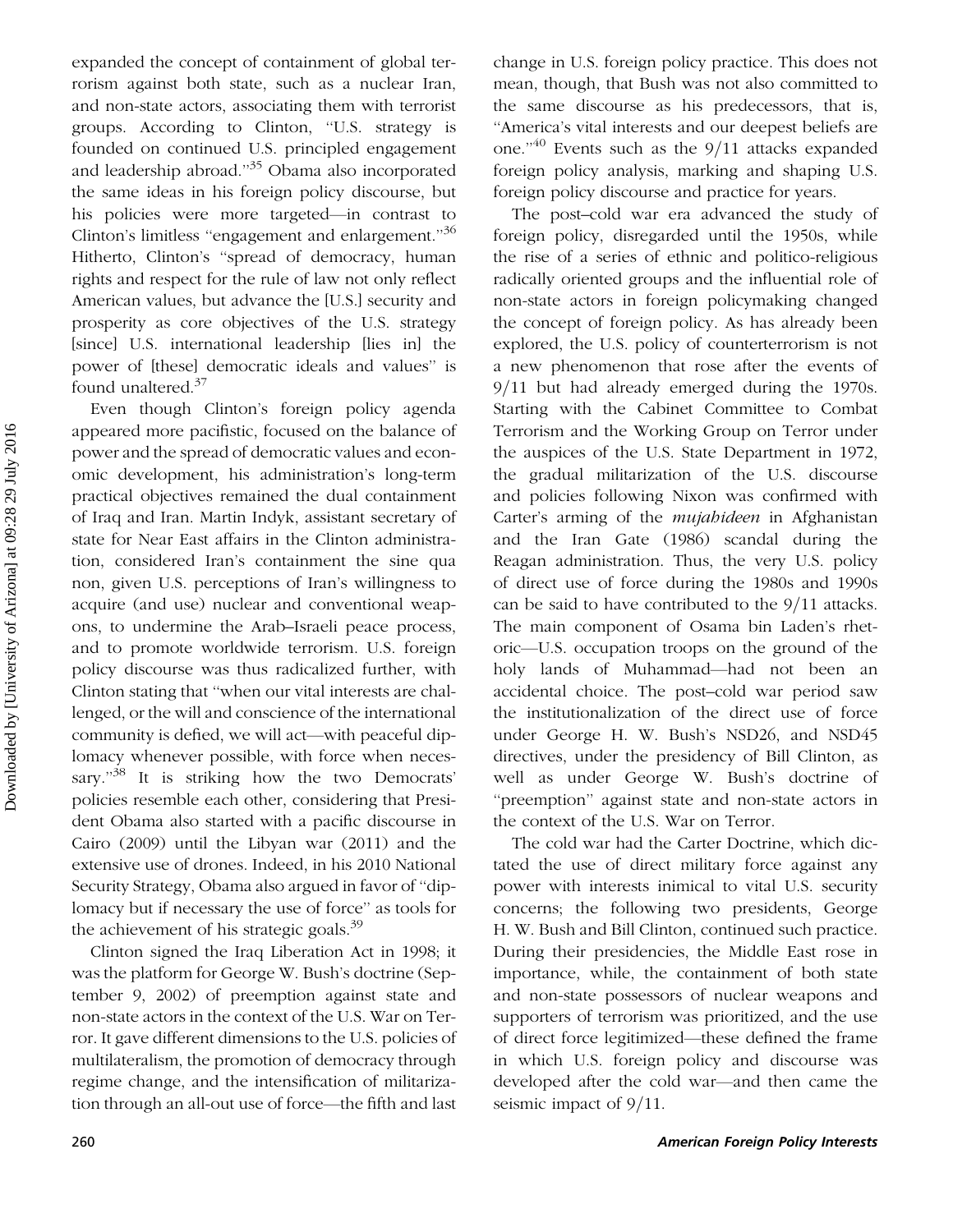expanded the concept of containment of global terrorism against both state, such as a nuclear Iran, and non-state actors, associating them with terrorist groups. According to Clinton, "U.S. strategy is founded on continued U.S. principled engagement and leadership abroad."[35] Obama also incorporated the same ideas in his foreign policy discourse, but his policies were more targeted—in contrast to Clinton's limitless "engagement and enlargement."[36] Hitherto, Clinton's "spread of democracy, human rights and respect for the rule of law not only reflect American values, but advance the [U.S.] security and prosperity as core objectives of the U.S. strategy [since] U.S. international leadership [lies in] the power of [these] democratic ideals and values" is found unaltered.[37]

Even though Clinton's foreign policy agenda appeared more pacifistic, focused on the balance of power and the spread of democratic values and economic development, his administration's long-term practical objectives remained the dual containment of Iraq and Iran. Martin Indyk, assistant secretary of state for Near East affairs in the Clinton administration, considered Iran's containment the sine qua non, given U.S. perceptions of Iran's willingness to acquire (and use) nuclear and conventional weapons, to undermine the Arab–Israeli peace process, and to promote worldwide terrorism. U.S. foreign policy discourse was thus radicalized further, with Clinton stating that "when our vital interests are challenged, or the will and conscience of the international community is defied, we will act—with peaceful diplomacy whenever possible, with force when necessary."[38] It is striking how the two Democrats' policies resemble each other, considering that President Obama also started with a pacific discourse in Cairo (2009) until the Libyan war (2011) and the extensive use of drones. Indeed, in his 2010 National Security Strategy, Obama also argued in favor of "diplomacy but if necessary the use of force" as tools for the achievement of his strategic goals.[39]

Clinton signed the Iraq Liberation Act in 1998; it was the platform for George W. Bush's doctrine (September 9, 2002) of preemption against state and non-state actors in the context of the U.S. War on Terror. It gave different dimensions to the U.S. policies of multilateralism, the promotion of democracy through regime change, and the intensification of militarization through an all-out use of force—the fifth and last change in U.S. foreign policy practice. This does not mean, though, that Bush was not also committed to the same discourse as his predecessors, that is, "America's vital interests and our deepest beliefs are one."[40] Events such as the 9/11 attacks expanded foreign policy analysis, marking and shaping U.S. foreign policy discourse and practice for years.

The post–cold war era advanced the study of foreign policy, disregarded until the 1950s, while the rise of a series of ethnic and politico-religious radically oriented groups and the influential role of non-state actors in foreign policymaking changed the concept of foreign policy. As has already been explored, the U.S. policy of counterterrorism is not a new phenomenon that rose after the events of 9/11 but had already emerged during the 1970s. Starting with the Cabinet Committee to Combat Terrorism and the Working Group on Terror under the auspices of the U.S. State Department in 1972, the gradual militarization of the U.S. discourse and policies following Nixon was confirmed with Carter's arming of the *mujahideen* in Afghanistan and the Iran Gate (1986) scandal during the Reagan administration. Thus, the very U.S. policy of direct use of force during the 1980s and 1990s can be said to have contributed to the 9/11 attacks. The main component of Osama bin Laden's rhetoric—U.S. occupation troops on the ground of the holy lands of Muhammad—had not been an accidental choice. The post–cold war period saw the institutionalization of the direct use of force under George H. W. Bush's NSD26, and NSD45 directives, under the presidency of Bill Clinton, as well as under George W. Bush's doctrine of "preemption" against state and non-state actors in the context of the U.S. War on Terror.

The cold war had the Carter Doctrine, which dictated the use of direct military force against any power with interests inimical to vital U.S. security concerns; the following two presidents, George H. W. Bush and Bill Clinton, continued such practice. During their presidencies, the Middle East rose in importance, while, the containment of both state and non-state possessors of nuclear weapons and supporters of terrorism was prioritized, and the use of direct force legitimized—these defined the frame in which U.S. foreign policy and discourse was developed after the cold war—and then came the seismic impact of 9/11.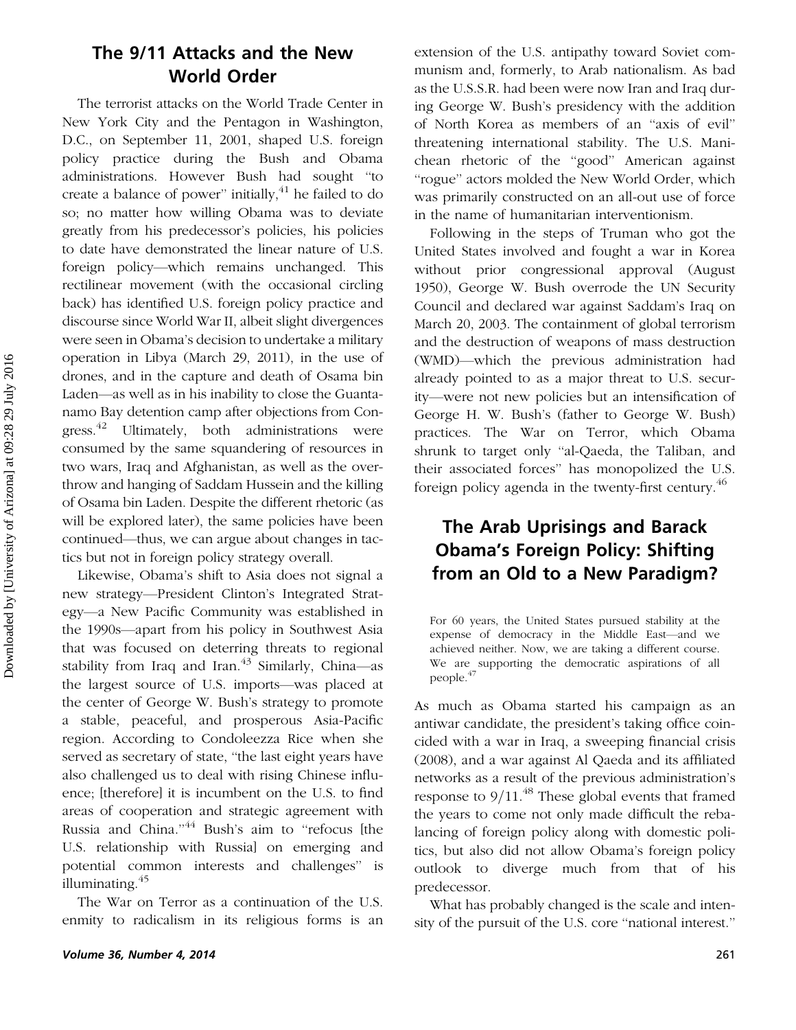## The 9/11 Attacks and the New World Order

The terrorist attacks on the World Trade Center in New York City and the Pentagon in Washington, D.C., on September 11, 2001, shaped U.S. foreign policy practice during the Bush and Obama administrations. However Bush had sought "to create a balance of power" initially,[41] he failed to do so; no matter how willing Obama was to deviate greatly from his predecessor's policies, his policies to date have demonstrated the linear nature of U.S. foreign policy—which remains unchanged. This rectilinear movement (with the occasional circling back) has identified U.S. foreign policy practice and discourse since World War II, albeit slight divergences were seen in Obama's decision to undertake a military operation in Libya (March 29, 2011), in the use of drones, and in the capture and death of Osama bin Laden—as well as in his inability to close the Guantanamo Bay detention camp after objections from Congress.[42] Ultimately, both administrations were consumed by the same squandering of resources in two wars, Iraq and Afghanistan, as well as the overthrow and hanging of Saddam Hussein and the killing of Osama bin Laden. Despite the different rhetoric (as will be explored later), the same policies have been continued—thus, we can argue about changes in tactics but not in foreign policy strategy overall.

Likewise, Obama's shift to Asia does not signal a new strategy—President Clinton's Integrated Strategy—a New Pacific Community was established in the 1990s—apart from his policy in Southwest Asia that was focused on deterring threats to regional stability from Iraq and Iran.[43] Similarly, China—as the largest source of U.S. imports—was placed at the center of George W. Bush's strategy to promote a stable, peaceful, and prosperous Asia-Pacific region. According to Condoleezza Rice when she served as secretary of state, "the last eight years have also challenged us to deal with rising Chinese influence; [therefore] it is incumbent on the U.S. to find areas of cooperation and strategic agreement with Russia and China."[44] Bush's aim to "refocus [the U.S. relationship with Russia] on emerging and potential common interests and challenges" is illuminating.[45]

The War on Terror as a continuation of the U.S. enmity to radicalism in its religious forms is an extension of the U.S. antipathy toward Soviet communism and, formerly, to Arab nationalism. As bad as the U.S.S.R. had been were now Iran and Iraq during George W. Bush's presidency with the addition of North Korea as members of an "axis of evil" threatening international stability. The U.S. Manichean rhetoric of the "good" American against "rogue" actors molded the New World Order, which was primarily constructed on an all-out use of force in the name of humanitarian interventionism.

Following in the steps of Truman who got the United States involved and fought a war in Korea without prior congressional approval (August 1950), George W. Bush overrode the UN Security Council and declared war against Saddam's Iraq on March 20, 2003. The containment of global terrorism and the destruction of weapons of mass destruction (WMD)—which the previous administration had already pointed to as a major threat to U.S. security—were not new policies but an intensification of George H. W. Bush's (father to George W. Bush) practices. The War on Terror, which Obama shrunk to target only "al-Qaeda, the Taliban, and their associated forces" has monopolized the U.S. foreign policy agenda in the twenty-first century.[46]

## The Arab Uprisings and Barack Obama's Foreign Policy: Shifting from an Old to a New Paradigm?

> For 60 years, the United States pursued stability at the expense of democracy in the Middle East—and we achieved neither. Now, we are taking a different course. We are supporting the democratic aspirations of all people.[47]

As much as Obama started his campaign as an antiwar candidate, the president's taking office coincided with a war in Iraq, a sweeping financial crisis (2008), and a war against Al Qaeda and its affiliated networks as a result of the previous administration's response to 9/11.[48] These global events that framed the years to come not only made difficult the rebalancing of foreign policy along with domestic politics, but also did not allow Obama's foreign policy outlook to diverge much from that of his predecessor.

What has probably changed is the scale and intensity of the pursuit of the U.S. core "national interest."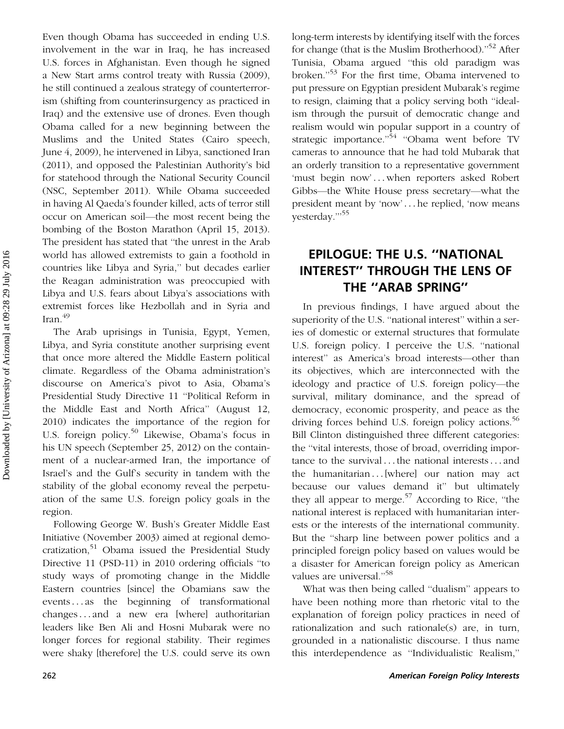Even though Obama has succeeded in ending U.S. involvement in the war in Iraq, he has increased U.S. forces in Afghanistan. Even though he signed a New Start arms control treaty with Russia (2009), he still continued a zealous strategy of counterterrorism (shifting from counterinsurgency as practiced in Iraq) and the extensive use of drones. Even though Obama called for a new beginning between the Muslims and the United States (Cairo speech, June 4, 2009), he intervened in Libya, sanctioned Iran (2011), and opposed the Palestinian Authority's bid for statehood through the National Security Council (NSC, September 2011). While Obama succeeded in having Al Qaeda's founder killed, acts of terror still occur on American soil—the most recent being the bombing of the Boston Marathon (April 15, 2013). The president has stated that "the unrest in the Arab world has allowed extremists to gain a foothold in countries like Libya and Syria," but decades earlier the Reagan administration was preoccupied with Libya and U.S. fears about Libya's associations with extremist forces like Hezbollah and in Syria and Iran.[49]

The Arab uprisings in Tunisia, Egypt, Yemen, Libya, and Syria constitute another surprising event that once more altered the Middle Eastern political climate. Regardless of the Obama administration's discourse on America's pivot to Asia, Obama's Presidential Study Directive 11 "Political Reform in the Middle East and North Africa" (August 12, 2010) indicates the importance of the region for U.S. foreign policy.[50] Likewise, Obama's focus in his UN speech (September 25, 2012) on the containment of a nuclear-armed Iran, the importance of Israel's and the Gulf's security in tandem with the stability of the global economy reveal the perpetuation of the same U.S. foreign policy goals in the region.

Following George W. Bush's Greater Middle East Initiative (November 2003) aimed at regional democratization,[51] Obama issued the Presidential Study Directive 11 (PSD-11) in 2010 ordering officials "to study ways of promoting change in the Middle Eastern countries [since] the Obamians saw the events ... as the beginning of transformational changes ... and a new era [where] authoritarian leaders like Ben Ali and Hosni Mubarak were no longer forces for regional stability. Their regimes were shaky [therefore] the U.S. could serve its own long-term interests by identifying itself with the forces for change (that is the Muslim Brotherhood)."[52] After Tunisia, Obama argued "this old paradigm was broken."[53] For the first time, Obama intervened to put pressure on Egyptian president Mubarak's regime to resign, claiming that a policy serving both "idealism through the pursuit of democratic change and realism would win popular support in a country of strategic importance."[54] "Obama went before TV cameras to announce that he had told Mubarak that an orderly transition to a representative government 'must begin now' ... when reporters asked Robert Gibbs—the White House press secretary—what the president meant by 'now' ... he replied, 'now means yesterday.'"[55]

## EPILOGUE: THE U.S. "NATIONAL INTEREST" THROUGH THE LENS OF THE "ARAB SPRING"

In previous findings, I have argued about the superiority of the U.S. "national interest" within a series of domestic or external structures that formulate U.S. foreign policy. I perceive the U.S. "national interest" as America's broad interests—other than its objectives, which are interconnected with the ideology and practice of U.S. foreign policy—the survival, military dominance, and the spread of democracy, economic prosperity, and peace as the driving forces behind U.S. foreign policy actions.[56] Bill Clinton distinguished three different categories: the "vital interests, those of broad, overriding importance to the survival ... the national interests ... and the humanitarian ... [where] our nation may act because our values demand it" but ultimately they all appear to merge.[57] According to Rice, "the national interest is replaced with humanitarian interests or the interests of the international community. But the "sharp line between power politics and a principled foreign policy based on values would be a disaster for American foreign policy as American values are universal."[58]

What was then being called "dualism" appears to have been nothing more than rhetoric vital to the explanation of foreign policy practices in need of rationalization and such rationale(s) are, in turn, grounded in a nationalistic discourse. I thus name this interdependence as "Individualistic Realism,"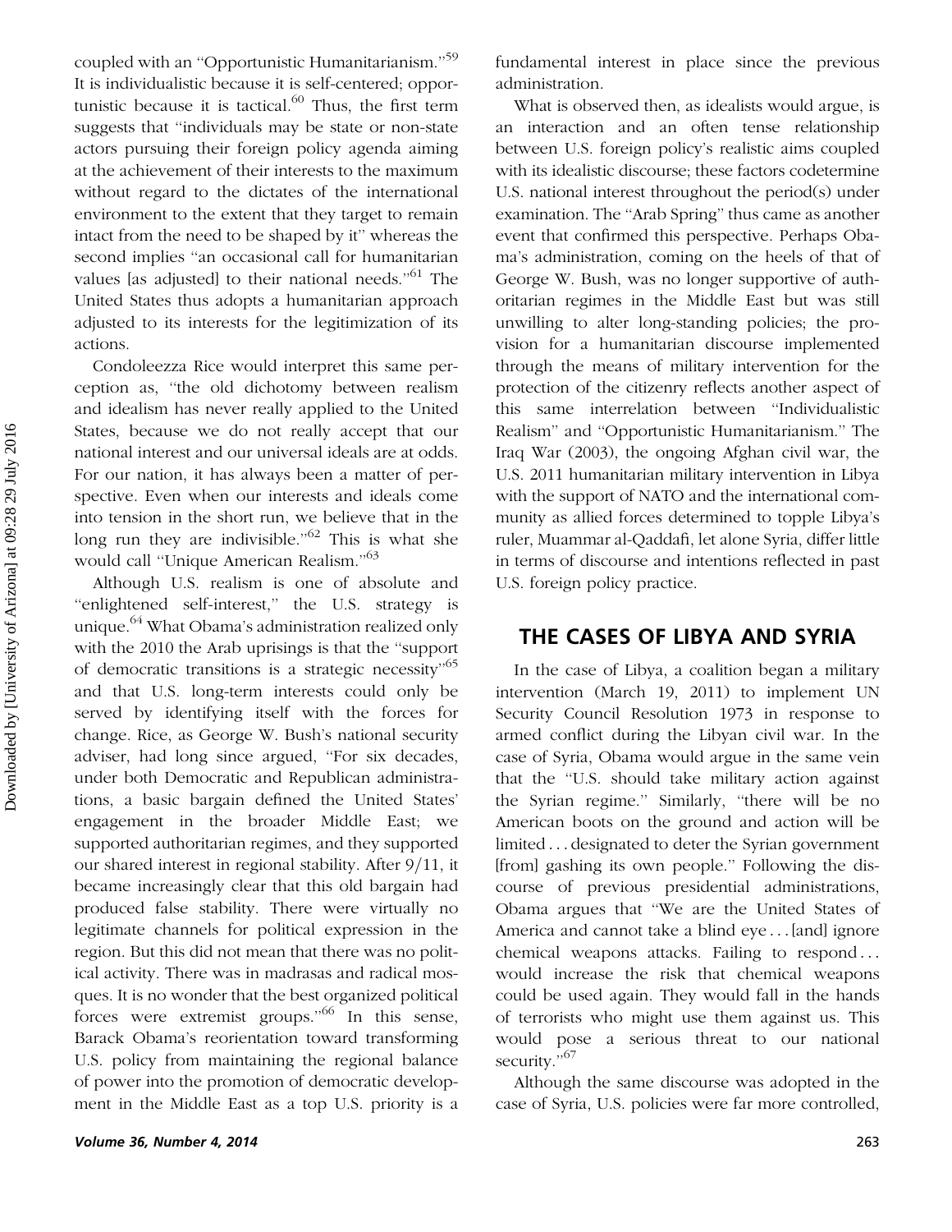coupled with an "Opportunistic Humanitarianism."[59] It is individualistic because it is self-centered; opportunistic because it is tactical.[60] Thus, the first term suggests that "individuals may be state or non-state actors pursuing their foreign policy agenda aiming at the achievement of their interests to the maximum without regard to the dictates of the international environment to the extent that they target to remain intact from the need to be shaped by it" whereas the second implies "an occasional call for humanitarian values [as adjusted] to their national needs."[61] The United States thus adopts a humanitarian approach adjusted to its interests for the legitimization of its actions.

Condoleezza Rice would interpret this same perception as, "the old dichotomy between realism and idealism has never really applied to the United States, because we do not really accept that our national interest and our universal ideals are at odds. For our nation, it has always been a matter of perspective. Even when our interests and ideals come into tension in the short run, we believe that in the long run they are indivisible."[62] This is what she would call "Unique American Realism."[63]

Although U.S. realism is one of absolute and "enlightened self-interest," the U.S. strategy is unique.[64] What Obama's administration realized only with the 2010 the Arab uprisings is that the "support of democratic transitions is a strategic necessity"[65] and that U.S. long-term interests could only be served by identifying itself with the forces for change. Rice, as George W. Bush's national security adviser, had long since argued, "For six decades, under both Democratic and Republican administrations, a basic bargain defined the United States' engagement in the broader Middle East; we supported authoritarian regimes, and they supported our shared interest in regional stability. After 9/11, it became increasingly clear that this old bargain had produced false stability. There were virtually no legitimate channels for political expression in the region. But this did not mean that there was no political activity. There was in madrasas and radical mosques. It is no wonder that the best organized political forces were extremist groups."[66] In this sense, Barack Obama's reorientation toward transforming U.S. policy from maintaining the regional balance of power into the promotion of democratic development in the Middle East as a top U.S. priority is a fundamental interest in place since the previous administration.

What is observed then, as idealists would argue, is an interaction and an often tense relationship between U.S. foreign policy's realistic aims coupled with its idealistic discourse; these factors codetermine U.S. national interest throughout the period(s) under examination. The "Arab Spring" thus came as another event that confirmed this perspective. Perhaps Obama's administration, coming on the heels of that of George W. Bush, was no longer supportive of authoritarian regimes in the Middle East but was still unwilling to alter long-standing policies; the provision for a humanitarian discourse implemented through the means of military intervention for the protection of the citizenry reflects another aspect of this same interrelation between "Individualistic Realism" and "Opportunistic Humanitarianism." The Iraq War (2003), the ongoing Afghan civil war, the U.S. 2011 humanitarian military intervention in Libya with the support of NATO and the international community as allied forces determined to topple Libya's ruler, Muammar al-Qaddafi, let alone Syria, differ little in terms of discourse and intentions reflected in past U.S. foreign policy practice.

## THE CASES OF LIBYA AND SYRIA

In the case of Libya, a coalition began a military intervention (March 19, 2011) to implement UN Security Council Resolution 1973 in response to armed conflict during the Libyan civil war. In the case of Syria, Obama would argue in the same vein that the "U.S. should take military action against the Syrian regime." Similarly, "there will be no American boots on the ground and action will be limited . . . designated to deter the Syrian government [from] gashing its own people." Following the discourse of previous presidential administrations, Obama argues that "We are the United States of America and cannot take a blind eye . . . [and] ignore chemical weapons attacks. Failing to respond . . . would increase the risk that chemical weapons could be used again. They would fall in the hands of terrorists who might use them against us. This would pose a serious threat to our national security."[67]

Although the same discourse was adopted in the case of Syria, U.S. policies were far more controlled,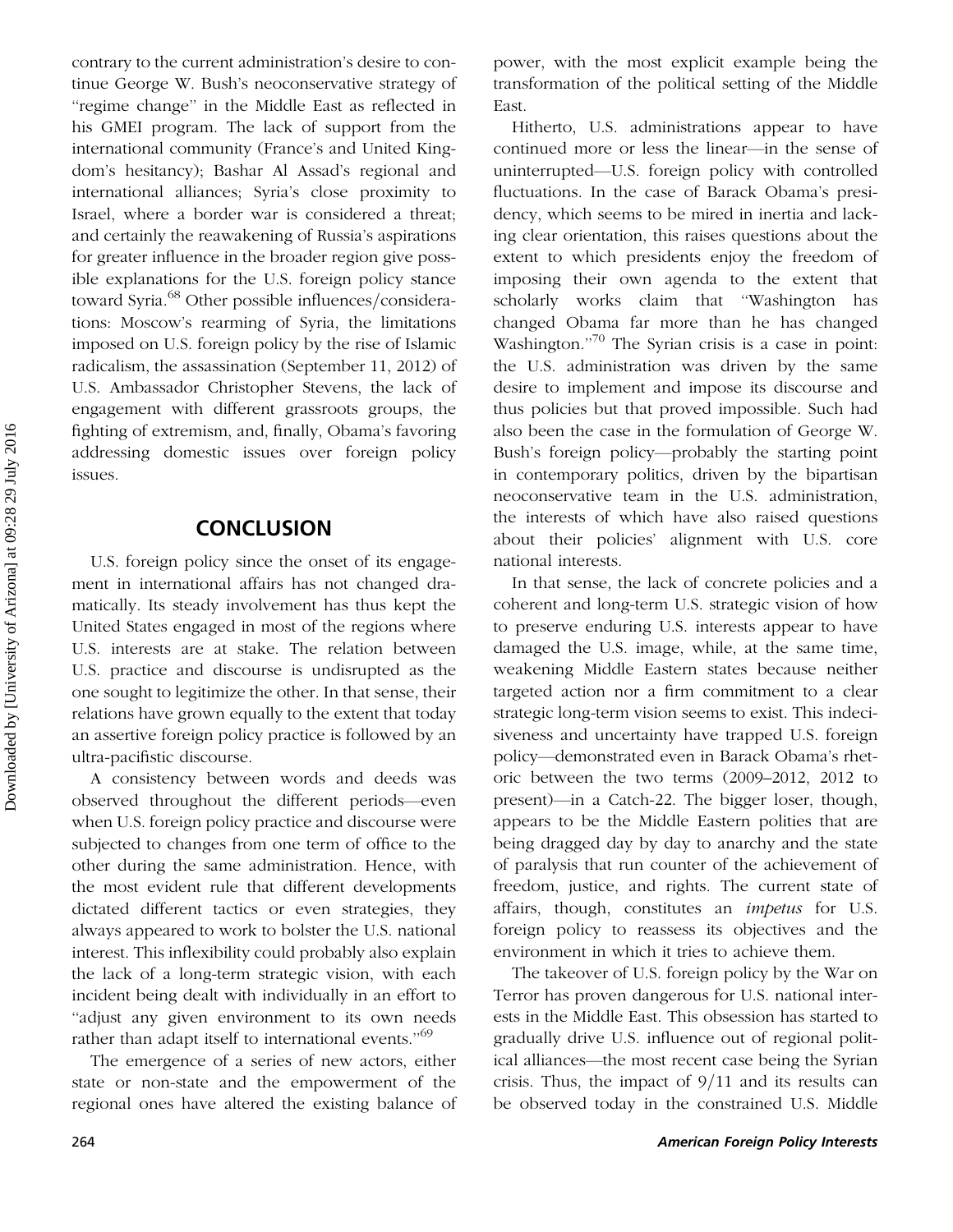contrary to the current administration's desire to continue George W. Bush's neoconservative strategy of "regime change" in the Middle East as reflected in his GMEI program. The lack of support from the international community (France's and United Kingdom's hesitancy); Bashar Al Assad's regional and international alliances; Syria's close proximity to Israel, where a border war is considered a threat; and certainly the reawakening of Russia's aspirations for greater influence in the broader region give possible explanations for the U.S. foreign policy stance toward Syria.[68] Other possible influences/considerations: Moscow's rearming of Syria, the limitations imposed on U.S. foreign policy by the rise of Islamic radicalism, the assassination (September 11, 2012) of U.S. Ambassador Christopher Stevens, the lack of engagement with different grassroots groups, the fighting of extremism, and, finally, Obama's favoring addressing domestic issues over foreign policy issues.

## CONCLUSION

U.S. foreign policy since the onset of its engagement in international affairs has not changed dramatically. Its steady involvement has thus kept the United States engaged in most of the regions where U.S. interests are at stake. The relation between U.S. practice and discourse is undisrupted as the one sought to legitimize the other. In that sense, their relations have grown equally to the extent that today an assertive foreign policy practice is followed by an ultra-pacifistic discourse.

A consistency between words and deeds was observed throughout the different periods—even when U.S. foreign policy practice and discourse were subjected to changes from one term of office to the other during the same administration. Hence, with the most evident rule that different developments dictated different tactics or even strategies, they always appeared to work to bolster the U.S. national interest. This inflexibility could probably also explain the lack of a long-term strategic vision, with each incident being dealt with individually in an effort to "adjust any given environment to its own needs rather than adapt itself to international events."[69]

The emergence of a series of new actors, either state or non-state and the empowerment of the regional ones have altered the existing balance of power, with the most explicit example being the transformation of the political setting of the Middle East.

Hitherto, U.S. administrations appear to have continued more or less the linear—in the sense of uninterrupted—U.S. foreign policy with controlled fluctuations. In the case of Barack Obama's presidency, which seems to be mired in inertia and lacking clear orientation, this raises questions about the extent to which presidents enjoy the freedom of imposing their own agenda to the extent that scholarly works claim that "Washington has changed Obama far more than he has changed Washington."[70] The Syrian crisis is a case in point: the U.S. administration was driven by the same desire to implement and impose its discourse and thus policies but that proved impossible. Such had also been the case in the formulation of George W. Bush's foreign policy—probably the starting point in contemporary politics, driven by the bipartisan neoconservative team in the U.S. administration, the interests of which have also raised questions about their policies' alignment with U.S. core national interests.

In that sense, the lack of concrete policies and a coherent and long-term U.S. strategic vision of how to preserve enduring U.S. interests appear to have damaged the U.S. image, while, at the same time, weakening Middle Eastern states because neither targeted action nor a firm commitment to a clear strategic long-term vision seems to exist. This indecisiveness and uncertainty have trapped U.S. foreign policy—demonstrated even in Barack Obama's rhetoric between the two terms (2009–2012, 2012 to present)—in a Catch-22. The bigger loser, though, appears to be the Middle Eastern polities that are being dragged day by day to anarchy and the state of paralysis that run counter of the achievement of freedom, justice, and rights. The current state of affairs, though, constitutes an *impetus* for U.S. foreign policy to reassess its objectives and the environment in which it tries to achieve them.

The takeover of U.S. foreign policy by the War on Terror has proven dangerous for U.S. national interests in the Middle East. This obsession has started to gradually drive U.S. influence out of regional political alliances—the most recent case being the Syrian crisis. Thus, the impact of 9/11 and its results can be observed today in the constrained U.S. Middle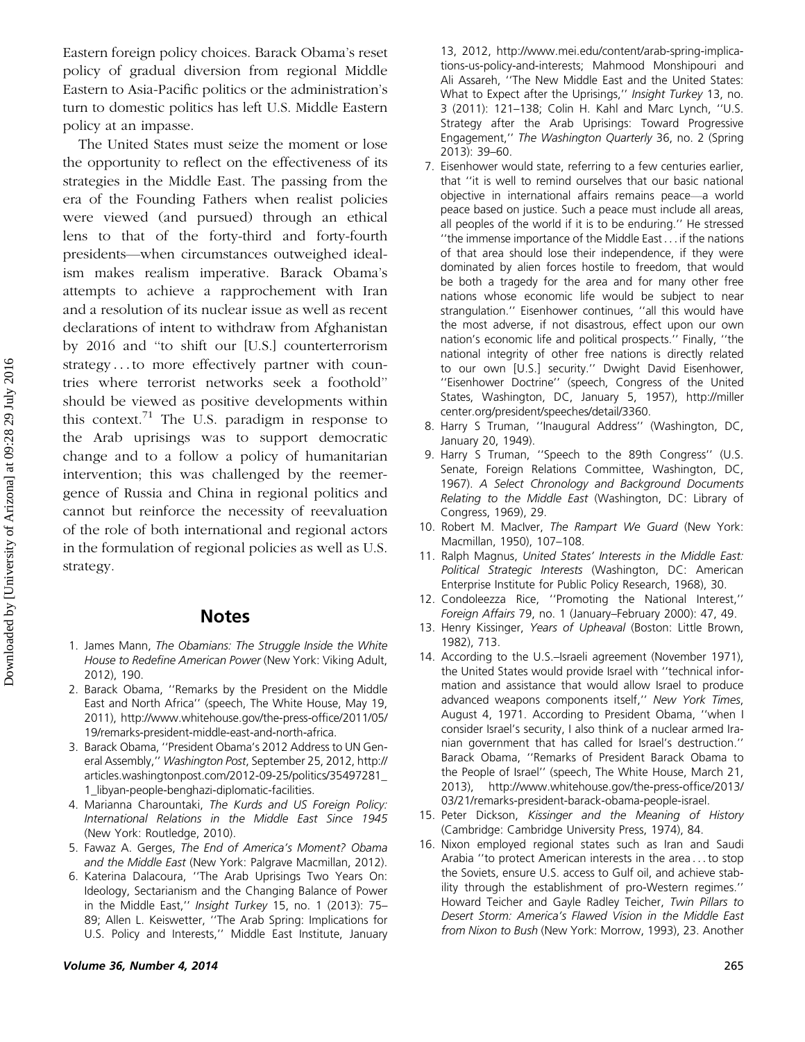Eastern foreign policy choices. Barack Obama's reset policy of gradual diversion from regional Middle Eastern to Asia-Pacific politics or the administration's turn to domestic politics has left U.S. Middle Eastern policy at an impasse.

The United States must seize the moment or lose the opportunity to reflect on the effectiveness of its strategies in the Middle East. The passing from the era of the Founding Fathers when realist policies were viewed (and pursued) through an ethical lens to that of the forty-third and forty-fourth presidents—when circumstances outweighed idealism makes realism imperative. Barack Obama's attempts to achieve a rapprochement with Iran and a resolution of its nuclear issue as well as recent declarations of intent to withdraw from Afghanistan by 2016 and "to shift our [U.S.] counterterrorism strategy ... to more effectively partner with countries where terrorist networks seek a foothold" should be viewed as positive developments within this context.[71] The U.S. paradigm in response to the Arab uprisings was to support democratic change and to a follow a policy of humanitarian intervention; this was challenged by the reemergence of Russia and China in regional politics and cannot but reinforce the necessity of reevaluation of the role of both international and regional actors in the formulation of regional policies as well as U.S. strategy.

## Notes

1. James Mann, *The Obamians: The Struggle Inside the White House to Redefine American Power* (New York: Viking Adult, 2012), 190.
2. Barack Obama, ''Remarks by the President on the Middle East and North Africa'' (speech, The White House, May 19, 2011), http://www.whitehouse.gov/the-press-office/2011/05/19/remarks-president-middle-east-and-north-africa.
3. Barack Obama, ''President Obama's 2012 Address to UN General Assembly,'' *Washington Post*, September 25, 2012, http://articles.washingtonpost.com/2012-09-25/politics/35497281_1_libyan-people-benghazi-diplomatic-facilities.
4. Marianna Charountaki, *The Kurds and US Foreign Policy: International Relations in the Middle East Since 1945* (New York: Routledge, 2010).
5. Fawaz A. Gerges, *The End of America's Moment? Obama and the Middle East* (New York: Palgrave Macmillan, 2012).
6. Katerina Dalacoura, ''The Arab Uprisings Two Years On: Ideology, Sectarianism and the Changing Balance of Power in the Middle East,'' *Insight Turkey* 15, no. 1 (2013): 75–89; Allen L. Keiswetter, ''The Arab Spring: Implications for U.S. Policy and Interests,'' Middle East Institute, January 13, 2012, http://www.mei.edu/content/arab-spring-implications-us-policy-and-interests; Mahmood Monshipouri and Ali Assareh, ''The New Middle East and the United States: What to Expect after the Uprisings,'' *Insight Turkey* 13, no. 3 (2011): 121–138; Colin H. Kahl and Marc Lynch, ''U.S. Strategy after the Arab Uprisings: Toward Progressive Engagement,'' *The Washington Quarterly* 36, no. 2 (Spring 2013): 39–60.
7. Eisenhower would state, referring to a few centuries earlier, that ''it is well to remind ourselves that our basic national objective in international affairs remains peace—a world peace based on justice. Such a peace must include all areas, all peoples of the world if it is to be enduring.'' He stressed ''the immense importance of the Middle East ... if the nations of that area should lose their independence, if they were dominated by alien forces hostile to freedom, that would be both a tragedy for the area and for many other free nations whose economic life would be subject to near strangulation.'' Eisenhower continues, ''all this would have the most adverse, if not disastrous, effect upon our own nation's economic life and political prospects.'' Finally, ''the national integrity of other free nations is directly related to our own [U.S.] security.'' Dwight David Eisenhower, ''Eisenhower Doctrine'' (speech, Congress of the United States, Washington, DC, January 5, 1957), http://millercenter.org/president/speeches/detail/3360.
8. Harry S Truman, ''Inaugural Address'' (Washington, DC, January 20, 1949).
9. Harry S Truman, ''Speech to the 89th Congress'' (U.S. Senate, Foreign Relations Committee, Washington, DC, 1967). *A Select Chronology and Background Documents Relating to the Middle East* (Washington, DC: Library of Congress, 1969), 29.
10. Robert M. MacIver, *The Rampart We Guard* (New York: Macmillan, 1950), 107–108.
11. Ralph Magnus, *United States' Interests in the Middle East: Political Strategic Interests* (Washington, DC: American Enterprise Institute for Public Policy Research, 1968), 30.
12. Condoleezza Rice, ''Promoting the National Interest,'' *Foreign Affairs* 79, no. 1 (January–February 2000): 47, 49.
13. Henry Kissinger, *Years of Upheaval* (Boston: Little Brown, 1982), 713.
14. According to the U.S.–Israeli agreement (November 1971), the United States would provide Israel with ''technical information and assistance that would allow Israel to produce advanced weapons components itself,'' *New York Times*, August 4, 1971. According to President Obama, ''when I consider Israel's security, I also think of a nuclear armed Iranian government that has called for Israel's destruction.'' Barack Obama, ''Remarks of President Barack Obama to the People of Israel'' (speech, The White House, March 21, 2013), http://www.whitehouse.gov/the-press-office/2013/03/21/remarks-president-barack-obama-people-israel.
15. Peter Dickson, *Kissinger and the Meaning of History* (Cambridge: Cambridge University Press, 1974), 84.
16. Nixon employed regional states such as Iran and Saudi Arabia ''to protect American interests in the area ... to stop the Soviets, ensure U.S. access to Gulf oil, and achieve stability through the establishment of pro-Western regimes.'' Howard Teicher and Gayle Radley Teicher, *Twin Pillars to Desert Storm: America's Flawed Vision in the Middle East from Nixon to Bush* (New York: Morrow, 1993), 23. Another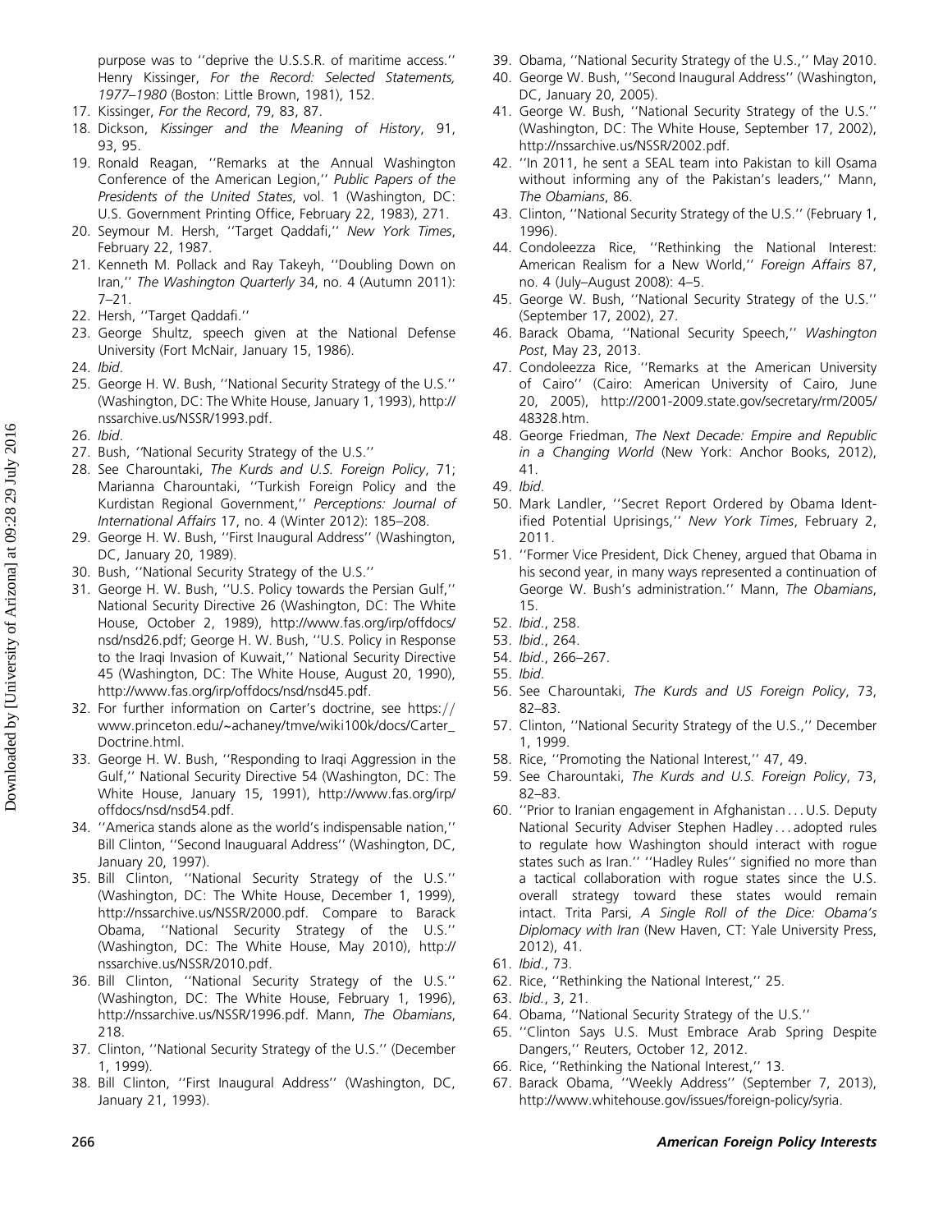purpose was to ''deprive the U.S.S.R. of maritime access.'' Henry Kissinger, *For the Record: Selected Statements, 1977–1980* (Boston: Little Brown, 1981), 152.

17. Kissinger, *For the Record*, 79, 83, 87.
18. Dickson, *Kissinger and the Meaning of History*, 91, 93, 95.
19. Ronald Reagan, ''Remarks at the Annual Washington Conference of the American Legion,'' *Public Papers of the Presidents of the United States*, vol. 1 (Washington, DC: U.S. Government Printing Office, February 22, 1983), 271.
20. Seymour M. Hersh, ''Target Qaddafi,'' *New York Times*, February 22, 1987.
21. Kenneth M. Pollack and Ray Takeyh, ''Doubling Down on Iran,'' *The Washington Quarterly* 34, no. 4 (Autumn 2011): 7–21.
22. Hersh, ''Target Qaddafi.''
23. George Shultz, speech given at the National Defense University (Fort McNair, January 15, 1986).
24. *Ibid*.
25. George H. W. Bush, ''National Security Strategy of the U.S.'' (Washington, DC: The White House, January 1, 1993), http://nssarchive.us/NSSR/1993.pdf.
26. *Ibid*.
27. Bush, ''National Security Strategy of the U.S.''
28. See Charountaki, *The Kurds and U.S. Foreign Policy*, 71; Marianna Charountaki, ''Turkish Foreign Policy and the Kurdistan Regional Government,'' *Perceptions: Journal of International Affairs* 17, no. 4 (Winter 2012): 185–208.
29. George H. W. Bush, ''First Inaugural Address'' (Washington, DC, January 20, 1989).
30. Bush, ''National Security Strategy of the U.S.''
31. George H. W. Bush, ''U.S. Policy towards the Persian Gulf,'' National Security Directive 26 (Washington, DC: The White House, October 2, 1989), http://www.fas.org/irp/offdocs/nsd/nsd26.pdf; George H. W. Bush, ''U.S. Policy in Response to the Iraqi Invasion of Kuwait,'' National Security Directive 45 (Washington, DC: The White House, August 20, 1990), http://www.fas.org/irp/offdocs/nsd/nsd45.pdf.
32. For further information on Carter's doctrine, see https://www.princeton.edu/~achaney/tmve/wiki100k/docs/Carter_Doctrine.html.
33. George H. W. Bush, ''Responding to Iraqi Aggression in the Gulf,'' National Security Directive 54 (Washington, DC: The White House, January 15, 1991), http://www.fas.org/irp/offdocs/nsd/nsd54.pdf.
34. ''America stands alone as the world's indispensable nation,'' Bill Clinton, ''Second Inauguaral Address'' (Washington, DC, January 20, 1997).
35. Bill Clinton, ''National Security Strategy of the U.S.'' (Washington, DC: The White House, December 1, 1999), http://nssarchive.us/NSSR/2000.pdf. Compare to Barack Obama, ''National Security Strategy of the U.S.'' (Washington, DC: The White House, May 2010), http://nssarchive.us/NSSR/2010.pdf.
36. Bill Clinton, ''National Security Strategy of the U.S.'' (Washington, DC: The White House, February 1, 1996), http://nssarchive.us/NSSR/1996.pdf. Mann, *The Obamians*, 218.
37. Clinton, ''National Security Strategy of the U.S.'' (December 1, 1999).
38. Bill Clinton, ''First Inaugural Address'' (Washington, DC, January 21, 1993).
39. Obama, ''National Security Strategy of the U.S.,'' May 2010.
40. George W. Bush, ''Second Inaugural Address'' (Washington, DC, January 20, 2005).
41. George W. Bush, ''National Security Strategy of the U.S.'' (Washington, DC: The White House, September 17, 2002), http://nssarchive.us/NSSR/2002.pdf.
42. ''In 2011, he sent a SEAL team into Pakistan to kill Osama without informing any of the Pakistan's leaders,'' Mann, *The Obamians*, 86.
43. Clinton, ''National Security Strategy of the U.S.'' (February 1, 1996).
44. Condoleezza Rice, ''Rethinking the National Interest: American Realism for a New World,'' *Foreign Affairs* 87, no. 4 (July–August 2008): 4–5.
45. George W. Bush, ''National Security Strategy of the U.S.'' (September 17, 2002), 27.
46. Barack Obama, ''National Security Speech,'' *Washington Post*, May 23, 2013.
47. Condoleezza Rice, ''Remarks at the American University of Cairo'' (Cairo: American University of Cairo, June 20, 2005), http://2001-2009.state.gov/secretary/rm/2005/48328.htm.
48. George Friedman, *The Next Decade: Empire and Republic in a Changing World* (New York: Anchor Books, 2012), 41.
49. *Ibid*.
50. Mark Landler, ''Secret Report Ordered by Obama Identified Potential Uprisings,'' *New York Times*, February 2, 2011.
51. ''Former Vice President, Dick Cheney, argued that Obama in his second year, in many ways represented a continuation of George W. Bush's administration.'' Mann, *The Obamians*, 15.
52. *Ibid*., 258.
53. *Ibid*., 264.
54. *Ibid*., 266–267.
55. *Ibid*.
56. See Charountaki, *The Kurds and US Foreign Policy*, 73, 82–83.
57. Clinton, ''National Security Strategy of the U.S.,'' December 1, 1999.
58. Rice, ''Promoting the National Interest,'' 47, 49.
59. See Charountaki, *The Kurds and U.S. Foreign Policy*, 73, 82–83.
60. ''Prior to Iranian engagement in Afghanistan ... U.S. Deputy National Security Adviser Stephen Hadley ... adopted rules to regulate how Washington should interact with rogue states such as Iran.'' ''Hadley Rules'' signified no more than a tactical collaboration with rogue states since the U.S. overall strategy toward these states would remain intact. Trita Parsi, *A Single Roll of the Dice: Obama's Diplomacy with Iran* (New Haven, CT: Yale University Press, 2012), 41.
61. *Ibid*., 73.
62. Rice, ''Rethinking the National Interest,'' 25.
63. *Ibid*., 3, 21.
64. Obama, ''National Security Strategy of the U.S.''
65. ''Clinton Says U.S. Must Embrace Arab Spring Despite Dangers,'' Reuters, October 12, 2012.
66. Rice, ''Rethinking the National Interest,'' 13.
67. Barack Obama, ''Weekly Address'' (September 7, 2013), http://www.whitehouse.gov/issues/foreign-policy/syria.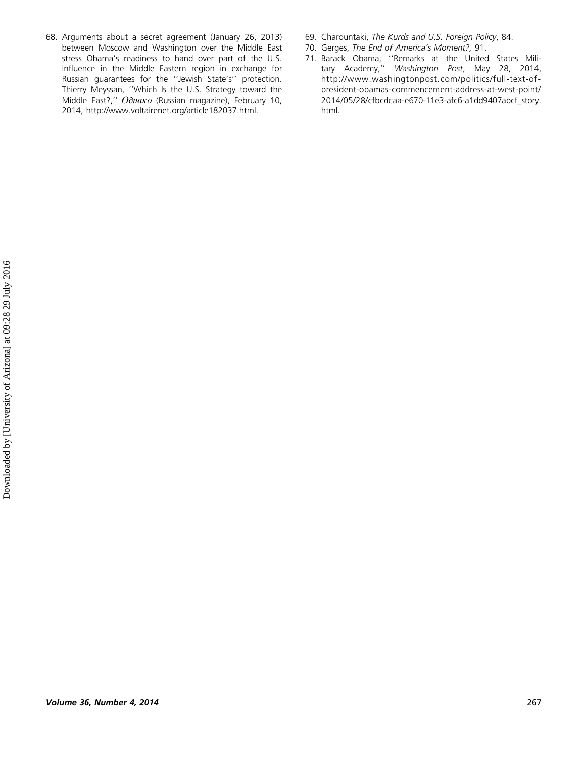68. Arguments about a secret agreement (January 26, 2013) between Moscow and Washington over the Middle East stress Obama's readiness to hand over part of the U.S. influence in the Middle Eastern region in exchange for Russian guarantees for the ''Jewish State's'' protection. Thierry Meyssan, ''Which Is the U.S. Strategy toward the Middle East?,'' *Однако* (Russian magazine), February 10, 2014, http://www.voltairenet.org/article182037.html.
69. Charountaki, *The Kurds and U.S. Foreign Policy*, 84.
70. Gerges, *The End of America's Moment?,* 91.
71. Barack Obama, ''Remarks at the United States Military Academy,'' *Washington Post*, May 28, 2014, http://www.washingtonpost.com/politics/full-text-of-president-obamas-commencement-address-at-west-point/2014/05/28/cfbcdcaa-e670-11e3-afc6-a1dd9407abcf_story.html.